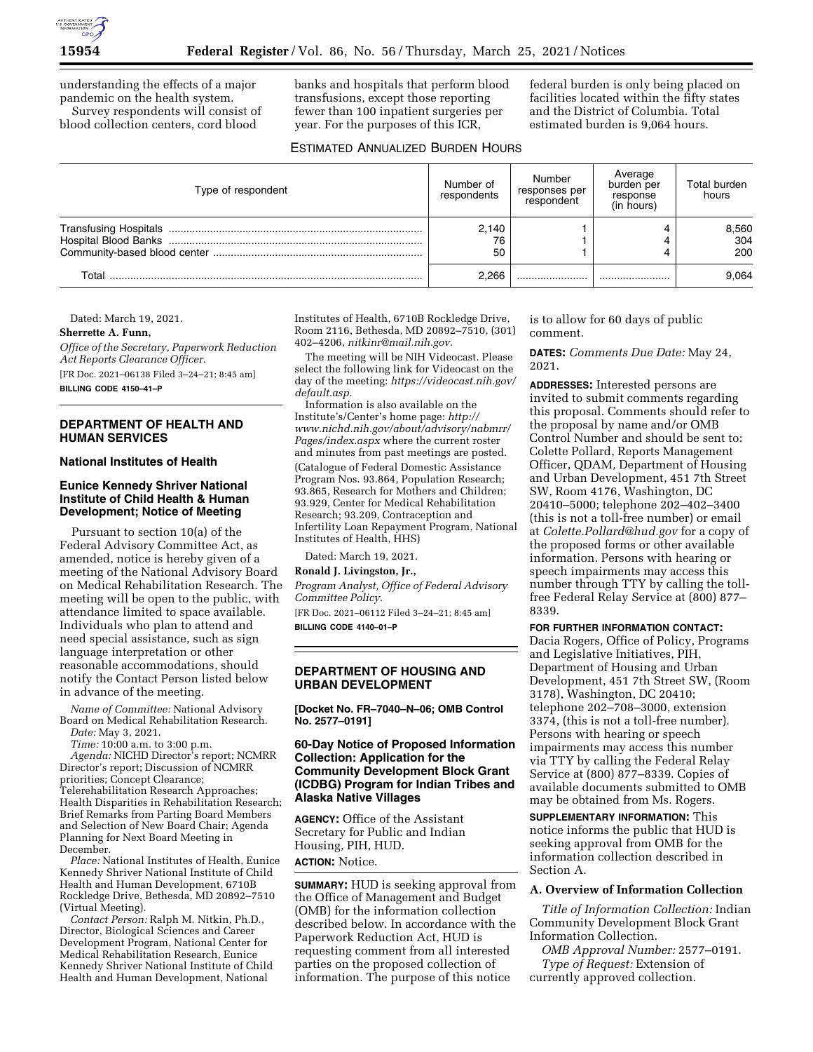understanding the effects of a major pandemic on the health system.

Survey respondents will consist of blood collection centers, cord blood banks and hospitals that perform blood transfusions, except those reporting fewer than 100 inpatient surgeries per year. For the purposes of this ICR, federal burden is only being placed on facilities located within the fifty states and the District of Columbia. Total estimated burden is 9,064 hours.

ESTIMATED ANNUALIZED BURDEN HOURS

| Type of respondent | Number of respondents | Number responses per respondent | Average burden per response (in hours) | Total burden hours |
|---|---|---|---|---|
| Transfusing Hospitals | 2,140 | 1 | 4 | 8,560 |
| Hospital Blood Banks | 76 | 1 | 4 | 304 |
| Community-based blood center | 50 | 1 | 4 | 200 |
| Total | 2,266 | | | 9,064 |

Dated: March 19, 2021.

**Sherrette A. Funn,**

*Office of the Secretary, Paperwork Reduction Act Reports Clearance Officer.*

[FR Doc. 2021–06138 Filed 3–24–21; 8:45 am]

**BILLING CODE 4150–41–P**

## DEPARTMENT OF HEALTH AND HUMAN SERVICES

### National Institutes of Health

### Eunice Kennedy Shriver National Institute of Child Health & Human Development; Notice of Meeting

Pursuant to section 10(a) of the Federal Advisory Committee Act, as amended, notice is hereby given of a meeting of the National Advisory Board on Medical Rehabilitation Research. The meeting will be open to the public, with attendance limited to space available. Individuals who plan to attend and need special assistance, such as sign language interpretation or other reasonable accommodations, should notify the Contact Person listed below in advance of the meeting.

*Name of Committee:* National Advisory Board on Medical Rehabilitation Research.

*Date:* May 3, 2021.

*Time:* 10:00 a.m. to 3:00 p.m.

*Agenda:* NICHD Director's report; NCMRR Director's report; Discussion of NCMRR priorities; Concept Clearance; Telerehabilitation Research Approaches; Health Disparities in Rehabilitation Research; Brief Remarks from Parting Board Members and Selection of New Board Chair; Agenda Planning for Next Board Meeting in December.

*Place:* National Institutes of Health, Eunice Kennedy Shriver National Institute of Child Health and Human Development, 6710B Rockledge Drive, Bethesda, MD 20892–7510 (Virtual Meeting).

*Contact Person:* Ralph M. Nitkin, Ph.D., Director, Biological Sciences and Career Development Program, National Center for Medical Rehabilitation Research, Eunice Kennedy Shriver National Institute of Child Health and Human Development, National Institutes of Health, 6710B Rockledge Drive, Room 2116, Bethesda, MD 20892–7510, (301) 402–4206, *nitkinr@mail.nih.gov.*

The meeting will be NIH Videocast. Please select the following link for Videocast on the day of the meeting: *https://videocast.nih.gov/default.asp.*

Information is also available on the Institute's/Center's home page: *http://www.nichd.nih.gov/about/advisory/nabmrr/Pages/index.aspx* where the current roster and minutes from past meetings are posted.

(Catalogue of Federal Domestic Assistance Program Nos. 93.864, Population Research; 93.865, Research for Mothers and Children; 93.929, Center for Medical Rehabilitation Research; 93.209, Contraception and Infertility Loan Repayment Program, National Institutes of Health, HHS)

Dated: March 19, 2021.

**Ronald J. Livingston, Jr.,**

*Program Analyst, Office of Federal Advisory Committee Policy.*

[FR Doc. 2021–06112 Filed 3–24–21; 8:45 am]

**BILLING CODE 4140–01–P**

## DEPARTMENT OF HOUSING AND URBAN DEVELOPMENT

**[Docket No. FR–7040–N–06; OMB Control No. 2577–0191]**

### 60-Day Notice of Proposed Information Collection: Application for the Community Development Block Grant (ICDBG) Program for Indian Tribes and Alaska Native Villages

**AGENCY:** Office of the Assistant Secretary for Public and Indian Housing, PIH, HUD.

**ACTION:** Notice.

**SUMMARY:** HUD is seeking approval from the Office of Management and Budget (OMB) for the information collection described below. In accordance with the Paperwork Reduction Act, HUD is requesting comment from all interested parties on the proposed collection of information. The purpose of this notice is to allow for 60 days of public comment.

**DATES:** *Comments Due Date:* May 24, 2021.

**ADDRESSES:** Interested persons are invited to submit comments regarding this proposal. Comments should refer to the proposal by name and/or OMB Control Number and should be sent to: Colette Pollard, Reports Management Officer, QDAM, Department of Housing and Urban Development, 451 7th Street SW, Room 4176, Washington, DC 20410–5000; telephone 202–402–3400 (this is not a toll-free number) or email at *Colette.Pollard@hud.gov* for a copy of the proposed forms or other available information. Persons with hearing or speech impairments may access this number through TTY by calling the toll-free Federal Relay Service at (800) 877–8339.

**FOR FURTHER INFORMATION CONTACT:** Dacia Rogers, Office of Policy, Programs and Legislative Initiatives, PIH, Department of Housing and Urban Development, 451 7th Street SW, (Room 3178), Washington, DC 20410; telephone 202–708–3000, extension 3374, (this is not a toll-free number). Persons with hearing or speech impairments may access this number via TTY by calling the Federal Relay Service at (800) 877–8339. Copies of available documents submitted to OMB may be obtained from Ms. Rogers.

**SUPPLEMENTARY INFORMATION:** This notice informs the public that HUD is seeking approval from OMB for the information collection described in Section A.

**A. Overview of Information Collection**

*Title of Information Collection:* Indian Community Development Block Grant Information Collection.

*OMB Approval Number:* 2577–0191.

*Type of Request:* Extension of currently approved collection.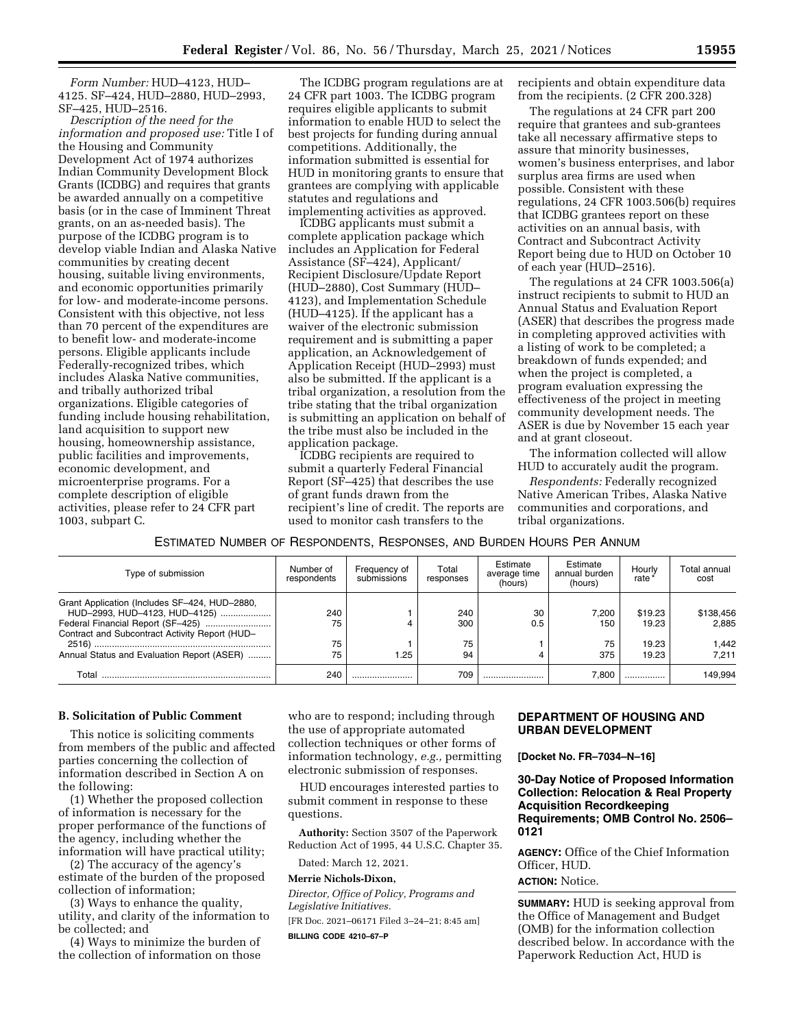*Form Number:* HUD–4123, HUD–4125. SF–424, HUD–2880, HUD–2993, SF–425, HUD–2516.

*Description of the need for the information and proposed use:* Title I of the Housing and Community Development Act of 1974 authorizes Indian Community Development Block Grants (ICDBG) and requires that grants be awarded annually on a competitive basis (or in the case of Imminent Threat grants, on an as-needed basis). The purpose of the ICDBG program is to develop viable Indian and Alaska Native communities by creating decent housing, suitable living environments, and economic opportunities primarily for low- and moderate-income persons. Consistent with this objective, not less than 70 percent of the expenditures are to benefit low- and moderate-income persons. Eligible applicants include Federally-recognized tribes, which includes Alaska Native communities, and tribally authorized tribal organizations. Eligible categories of funding include housing rehabilitation, land acquisition to support new housing, homeownership assistance, public facilities and improvements, economic development, and microenterprise programs. For a complete description of eligible activities, please refer to 24 CFR part 1003, subpart C.

The ICDBG program regulations are at 24 CFR part 1003. The ICDBG program requires eligible applicants to submit information to enable HUD to select the best projects for funding during annual competitions. Additionally, the information submitted is essential for HUD in monitoring grants to ensure that grantees are complying with applicable statutes and regulations and implementing activities as approved.

ICDBG applicants must submit a complete application package which includes an Application for Federal Assistance (SF–424), Applicant/Recipient Disclosure/Update Report (HUD–2880), Cost Summary (HUD–4123), and Implementation Schedule (HUD–4125). If the applicant has a waiver of the electronic submission requirement and is submitting a paper application, an Acknowledgement of Application Receipt (HUD–2993) must also be submitted. If the applicant is a tribal organization, a resolution from the tribe stating that the tribal organization is submitting an application on behalf of the tribe must also be included in the application package.

ICDBG recipients are required to submit a quarterly Federal Financial Report (SF–425) that describes the use of grant funds drawn from the recipient's line of credit. The reports are used to monitor cash transfers to the recipients and obtain expenditure data from the recipients. (2 CFR 200.328)

The regulations at 24 CFR part 200 require that grantees and sub-grantees take all necessary affirmative steps to assure that minority businesses, women's business enterprises, and labor surplus area firms are used when possible. Consistent with these regulations, 24 CFR 1003.506(b) requires that ICDBG grantees report on these activities on an annual basis, with Contract and Subcontract Activity Report being due to HUD on October 10 of each year (HUD–2516).

The regulations at 24 CFR 1003.506(a) instruct recipients to submit to HUD an Annual Status and Evaluation Report (ASER) that describes the progress made in completing approved activities with a listing of work to be completed; a breakdown of funds expended; and when the project is completed, a program evaluation expressing the effectiveness of the project in meeting community development needs. The ASER is due by November 15 each year and at grant closeout.

The information collected will allow HUD to accurately audit the program.

*Respondents:* Federally recognized Native American Tribes, Alaska Native communities and corporations, and tribal organizations.

ESTIMATED NUMBER OF RESPONDENTS, RESPONSES, AND BURDEN HOURS PER ANNUM

| Type of submission | Number of respondents | Frequency of submissions | Total responses | Estimate average time (hours) | Estimate annual burden (hours) | Hourly rate * | Total annual cost |
|---|---|---|---|---|---|---|---|
| Grant Application (Includes SF–424, HUD–2880, HUD–2993, HUD–4123, HUD–4125) | 240 | 1 | 240 | 30 | 7,200 | $19.23 | $138,456 |
| Federal Financial Report (SF–425) | 75 | 4 | 300 | 0.5 | 150 | 19.23 | 2,885 |
| Contract and Subcontract Activity Report (HUD–2516) | 75 | 1 | 75 | 1 | 75 | 19.23 | 1,442 |
| Annual Status and Evaluation Report (ASER) | 75 | 1.25 | 94 | 4 | 375 | 19.23 | 7,211 |
| Total | 240 | | 709 | | 7,800 | | 149,994 |

**B. Solicitation of Public Comment**

This notice is soliciting comments from members of the public and affected parties concerning the collection of information described in Section A on the following:

(1) Whether the proposed collection of information is necessary for the proper performance of the functions of the agency, including whether the information will have practical utility;

(2) The accuracy of the agency's estimate of the burden of the proposed collection of information;

(3) Ways to enhance the quality, utility, and clarity of the information to be collected; and

(4) Ways to minimize the burden of the collection of information on those who are to respond; including through the use of appropriate automated collection techniques or other forms of information technology, *e.g.,* permitting electronic submission of responses.

HUD encourages interested parties to submit comment in response to these questions.

**Authority:** Section 3507 of the Paperwork Reduction Act of 1995, 44 U.S.C. Chapter 35.

Dated: March 12, 2021.

**Merrie Nichols-Dixon,**

*Director, Office of Policy, Programs and Legislative Initiatives.*

[FR Doc. 2021–06171 Filed 3–24–21; 8:45 am]

**BILLING CODE 4210–67–P**

## DEPARTMENT OF HOUSING AND URBAN DEVELOPMENT

**[Docket No. FR–7034–N–16]**

### 30-Day Notice of Proposed Information Collection: Relocation & Real Property Acquisition Recordkeeping Requirements; OMB Control No. 2506–0121

**AGENCY:** Office of the Chief Information Officer, HUD.

**ACTION:** Notice.

**SUMMARY:** HUD is seeking approval from the Office of Management and Budget (OMB) for the information collection described below. In accordance with the Paperwork Reduction Act, HUD is